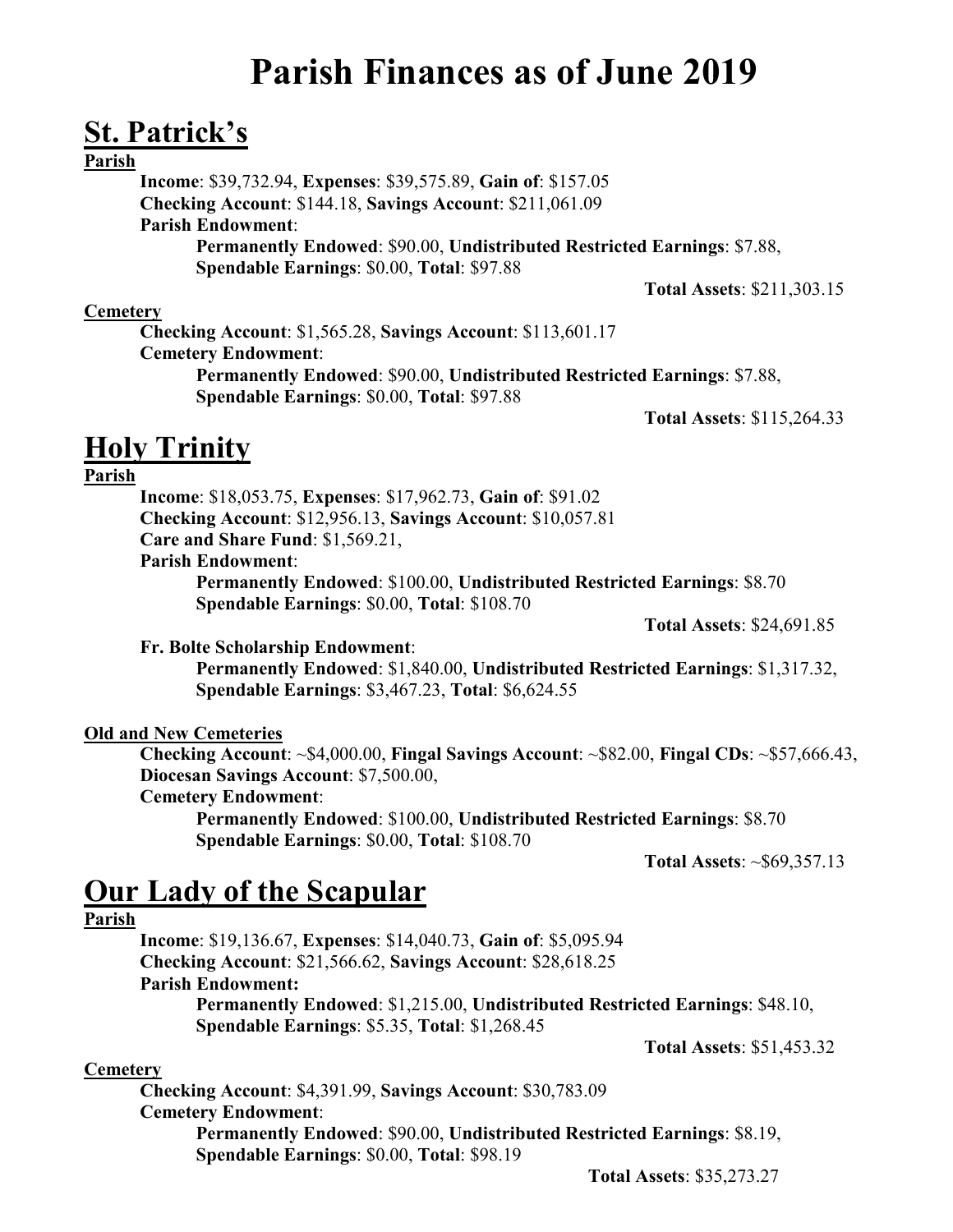# Parish Finances as of June 2019

## St. Patrick's

**Parish**

**Income**: $39,732.94, **Expenses**: $39,575.89, **Gain of**: $157.05
**Checking Account**: $144.18, **Savings Account**: $211,061.09
**Parish Endowment**:
**Permanently Endowed**: $90.00, **Undistributed Restricted Earnings**: $7.88, **Spendable Earnings**: $0.00, **Total**: $97.88

**Total Assets**: $211,303.15

**Cemetery**

**Checking Account**: $1,565.28, **Savings Account**: $113,601.17
**Cemetery Endowment**:
**Permanently Endowed**: $90.00, **Undistributed Restricted Earnings**: $7.88, **Spendable Earnings**: $0.00, **Total**: $97.88

**Total Assets**: $115,264.33

## Holy Trinity

**Parish**

**Income**: $18,053.75, **Expenses**: $17,962.73, **Gain of**: $91.02
**Checking Account**: $12,956.13, **Savings Account**: $10,057.81
**Care and Share Fund**: $1,569.21,
**Parish Endowment**:
**Permanently Endowed**: $100.00, **Undistributed Restricted Earnings**: $8.70 **Spendable Earnings**: $0.00, **Total**: $108.70

**Total Assets**: $24,691.85

**Fr. Bolte Scholarship Endowment**:
**Permanently Endowed**: $1,840.00, **Undistributed Restricted Earnings**: $1,317.32, **Spendable Earnings**: $3,467.23, **Total**: $6,624.55

**Old and New Cemeteries**

**Checking Account**: ~$4,000.00, **Fingal Savings Account**: ~$82.00, **Fingal CDs**: ~$57,666.43, **Diocesan Savings Account**: $7,500.00,
**Cemetery Endowment**:
**Permanently Endowed**: $100.00, **Undistributed Restricted Earnings**: $8.70 **Spendable Earnings**: $0.00, **Total**: $108.70

**Total Assets**: ~$69,357.13

## Our Lady of the Scapular

**Parish**

**Income**: $19,136.67, **Expenses**: $14,040.73, **Gain of**: $5,095.94
**Checking Account**: $21,566.62, **Savings Account**: $28,618.25
**Parish Endowment:**
**Permanently Endowed**: $1,215.00, **Undistributed Restricted Earnings**: $48.10, **Spendable Earnings**: $5.35, **Total**: $1,268.45

**Total Assets**: $51,453.32

**Cemetery**

**Checking Account**: $4,391.99, **Savings Account**: $30,783.09
**Cemetery Endowment**:
**Permanently Endowed**: $90.00, **Undistributed Restricted Earnings**: $8.19, **Spendable Earnings**: $0.00, **Total**: $98.19

**Total Assets**: $35,273.27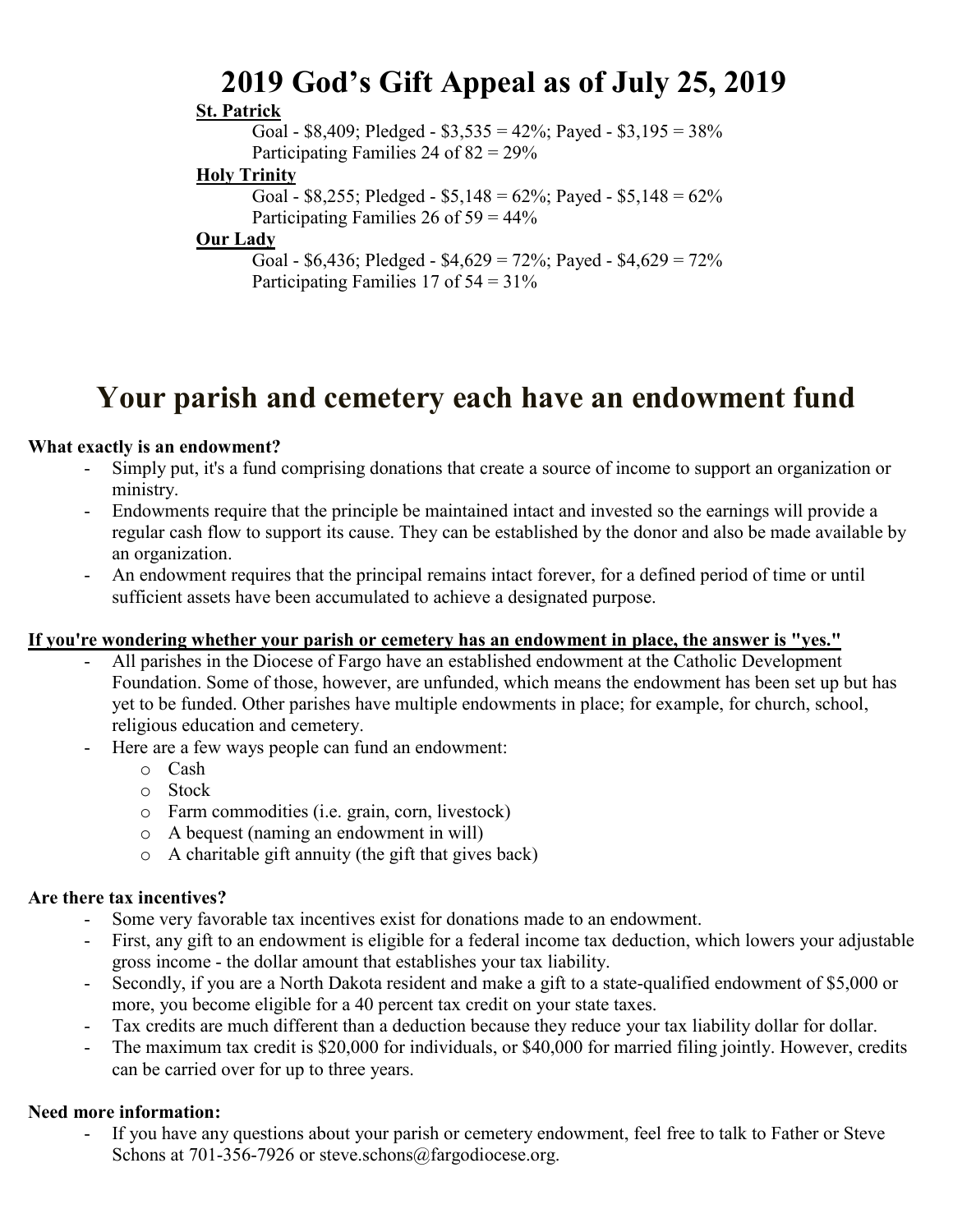# 2019 God's Gift Appeal as of July 25, 2019

**St. Patrick**

Goal - $8,409; Pledged - $3,535 = 42%; Payed - $3,195 = 38%
Participating Families 24 of 82 = 29%

**Holy Trinity**

Goal - $8,255; Pledged - $5,148 = 62%; Payed - $5,148 = 62%
Participating Families 26 of 59 = 44%

**Our Lady**

Goal - $6,436; Pledged - $4,629 = 72%; Payed - $4,629 = 72%
Participating Families 17 of 54 = 31%

# Your parish and cemetery each have an endowment fund

**What exactly is an endowment?**

- Simply put, it's a fund comprising donations that create a source of income to support an organization or ministry.
- Endowments require that the principle be maintained intact and invested so the earnings will provide a regular cash flow to support its cause. They can be established by the donor and also be made available by an organization.
- An endowment requires that the principal remains intact forever, for a defined period of time or until sufficient assets have been accumulated to achieve a designated purpose.

**If you're wondering whether your parish or cemetery has an endowment in place, the answer is "yes."**

- All parishes in the Diocese of Fargo have an established endowment at the Catholic Development Foundation. Some of those, however, are unfunded, which means the endowment has been set up but has yet to be funded. Other parishes have multiple endowments in place; for example, for church, school, religious education and cemetery.
- Here are a few ways people can fund an endowment:
  - Cash
  - Stock
  - Farm commodities (i.e. grain, corn, livestock)
  - A bequest (naming an endowment in will)
  - A charitable gift annuity (the gift that gives back)

**Are there tax incentives?**

- Some very favorable tax incentives exist for donations made to an endowment.
- First, any gift to an endowment is eligible for a federal income tax deduction, which lowers your adjustable gross income - the dollar amount that establishes your tax liability.
- Secondly, if you are a North Dakota resident and make a gift to a state-qualified endowment of $5,000 or more, you become eligible for a 40 percent tax credit on your state taxes.
- Tax credits are much different than a deduction because they reduce your tax liability dollar for dollar.
- The maximum tax credit is $20,000 for individuals, or $40,000 for married filing jointly. However, credits can be carried over for up to three years.

**Need more information:**

- If you have any questions about your parish or cemetery endowment, feel free to talk to Father or Steve Schons at 701-356-7926 or steve.schons@fargodiocese.org.